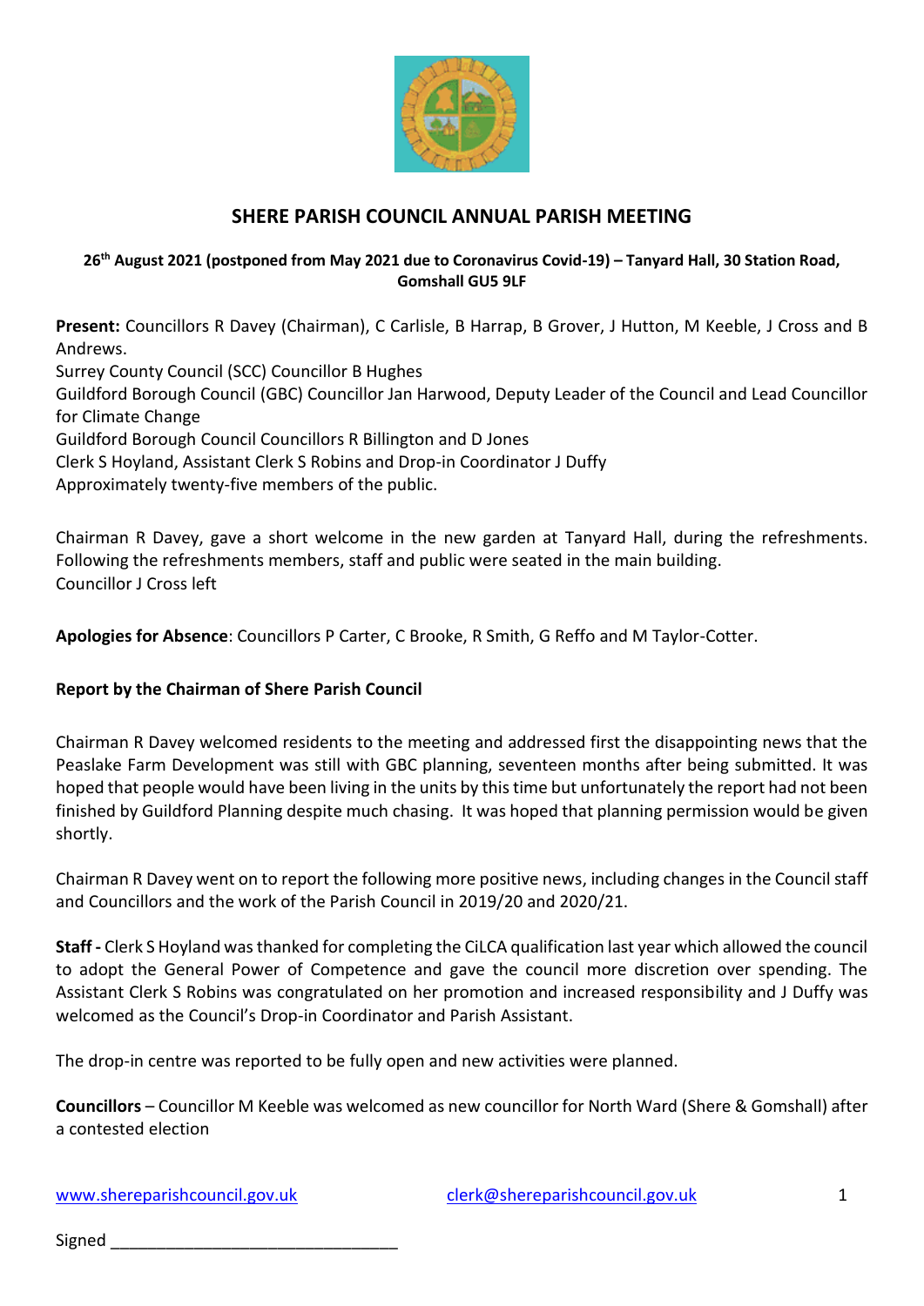# SHERE PARISH COUNCIL ANNUAL PARISH MEETING

**26th August 2021 (postponed from May 2021 due to Coronavirus Covid-19) – Tanyard Hall, 30 Station Road, Gomshall GU5 9LF**

**Present:** Councillors R Davey (Chairman), C Carlisle, B Harrap, B Grover, J Hutton, M Keeble, J Cross and B Andrews.
Surrey County Council (SCC) Councillor B Hughes
Guildford Borough Council (GBC) Councillor Jan Harwood, Deputy Leader of the Council and Lead Councillor for Climate Change
Guildford Borough Council Councillors R Billington and D Jones
Clerk S Hoyland, Assistant Clerk S Robins and Drop-in Coordinator J Duffy
Approximately twenty-five members of the public.

Chairman R Davey, gave a short welcome in the new garden at Tanyard Hall, during the refreshments. Following the refreshments members, staff and public were seated in the main building.
Councillor J Cross left

**Apologies for Absence**: Councillors P Carter, C Brooke, R Smith, G Reffo and M Taylor-Cotter.

**Report by the Chairman of Shere Parish Council**

Chairman R Davey welcomed residents to the meeting and addressed first the disappointing news that the Peaslake Farm Development was still with GBC planning, seventeen months after being submitted. It was hoped that people would have been living in the units by this time but unfortunately the report had not been finished by Guildford Planning despite much chasing. It was hoped that planning permission would be given shortly.

Chairman R Davey went on to report the following more positive news, including changes in the Council staff and Councillors and the work of the Parish Council in 2019/20 and 2020/21.

**Staff -** Clerk S Hoyland was thanked for completing the CiLCA qualification last year which allowed the council to adopt the General Power of Competence and gave the council more discretion over spending. The Assistant Clerk S Robins was congratulated on her promotion and increased responsibility and J Duffy was welcomed as the Council's Drop-in Coordinator and Parish Assistant.

The drop-in centre was reported to be fully open and new activities were planned.

**Councillors** – Councillor M Keeble was welcomed as new councillor for North Ward (Shere & Gomshall) after a contested election

Signed _______________________________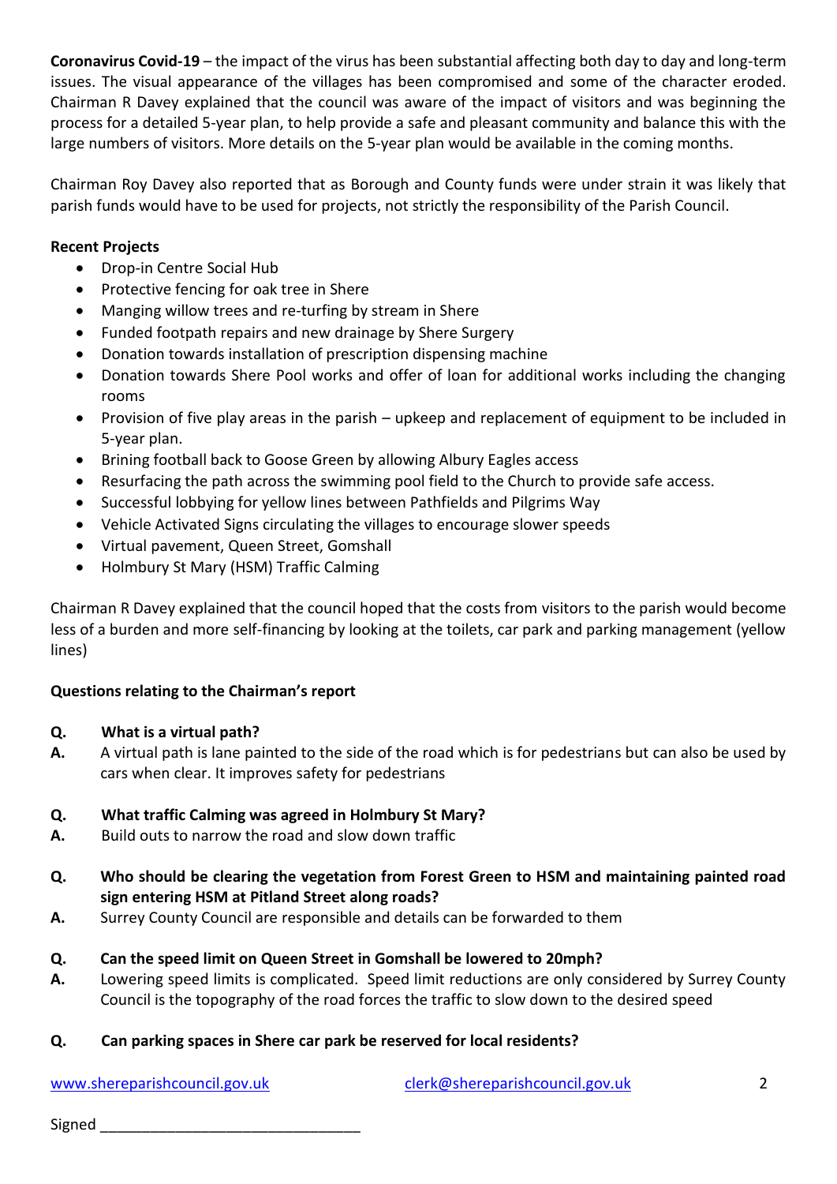**Coronavirus Covid-19** – the impact of the virus has been substantial affecting both day to day and long-term issues. The visual appearance of the villages has been compromised and some of the character eroded. Chairman R Davey explained that the council was aware of the impact of visitors and was beginning the process for a detailed 5-year plan, to help provide a safe and pleasant community and balance this with the large numbers of visitors. More details on the 5-year plan would be available in the coming months.

Chairman Roy Davey also reported that as Borough and County funds were under strain it was likely that parish funds would have to be used for projects, not strictly the responsibility of the Parish Council.

**Recent Projects**

- Drop-in Centre Social Hub
- Protective fencing for oak tree in Shere
- Manging willow trees and re-turfing by stream in Shere
- Funded footpath repairs and new drainage by Shere Surgery
- Donation towards installation of prescription dispensing machine
- Donation towards Shere Pool works and offer of loan for additional works including the changing rooms
- Provision of five play areas in the parish – upkeep and replacement of equipment to be included in 5-year plan.
- Brining football back to Goose Green by allowing Albury Eagles access
- Resurfacing the path across the swimming pool field to the Church to provide safe access.
- Successful lobbying for yellow lines between Pathfields and Pilgrims Way
- Vehicle Activated Signs circulating the villages to encourage slower speeds
- Virtual pavement, Queen Street, Gomshall
- Holmbury St Mary (HSM) Traffic Calming

Chairman R Davey explained that the council hoped that the costs from visitors to the parish would become less of a burden and more self-financing by looking at the toilets, car park and parking management (yellow lines)

**Questions relating to the Chairman's report**

**Q. What is a virtual path?**
**A.** A virtual path is lane painted to the side of the road which is for pedestrians but can also be used by cars when clear. It improves safety for pedestrians

**Q. What traffic Calming was agreed in Holmbury St Mary?**
**A.** Build outs to narrow the road and slow down traffic

**Q. Who should be clearing the vegetation from Forest Green to HSM and maintaining painted road sign entering HSM at Pitland Street along roads?**
**A.** Surrey County Council are responsible and details can be forwarded to them

**Q. Can the speed limit on Queen Street in Gomshall be lowered to 20mph?**
**A.** Lowering speed limits is complicated. Speed limit reductions are only considered by Surrey County Council is the topography of the road forces the traffic to slow down to the desired speed

**Q. Can parking spaces in Shere car park be reserved for local residents?**

Signed ______________________________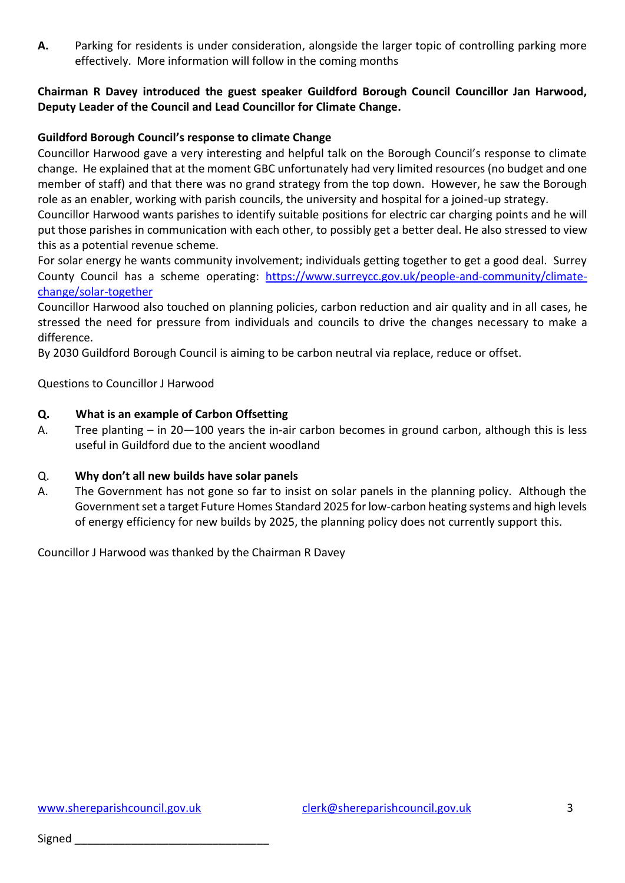**A.** Parking for residents is under consideration, alongside the larger topic of controlling parking more effectively. More information will follow in the coming months

**Chairman R Davey introduced the guest speaker Guildford Borough Council Councillor Jan Harwood, Deputy Leader of the Council and Lead Councillor for Climate Change.**

**Guildford Borough Council's response to climate Change**

Councillor Harwood gave a very interesting and helpful talk on the Borough Council's response to climate change. He explained that at the moment GBC unfortunately had very limited resources (no budget and one member of staff) and that there was no grand strategy from the top down. However, he saw the Borough role as an enabler, working with parish councils, the university and hospital for a joined-up strategy.

Councillor Harwood wants parishes to identify suitable positions for electric car charging points and he will put those parishes in communication with each other, to possibly get a better deal. He also stressed to view this as a potential revenue scheme.

For solar energy he wants community involvement; individuals getting together to get a good deal. Surrey County Council has a scheme operating: [https://www.surreycc.gov.uk/people-and-community/climate-change/solar-together](https://www.surreycc.gov.uk/people-and-community/climate-change/solar-together)

Councillor Harwood also touched on planning policies, carbon reduction and air quality and in all cases, he stressed the need for pressure from individuals and councils to drive the changes necessary to make a difference.

By 2030 Guildford Borough Council is aiming to be carbon neutral via replace, reduce or offset.

Questions to Councillor J Harwood

**Q. What is an example of Carbon Offsetting**

A. Tree planting – in 20—100 years the in-air carbon becomes in ground carbon, although this is less useful in Guildford due to the ancient woodland

Q. **Why don't all new builds have solar panels**

A. The Government has not gone so far to insist on solar panels in the planning policy. Although the Government set a target Future Homes Standard 2025 for low-carbon heating systems and high levels of energy efficiency for new builds by 2025, the planning policy does not currently support this.

Councillor J Harwood was thanked by the Chairman R Davey

Signed _______________________________